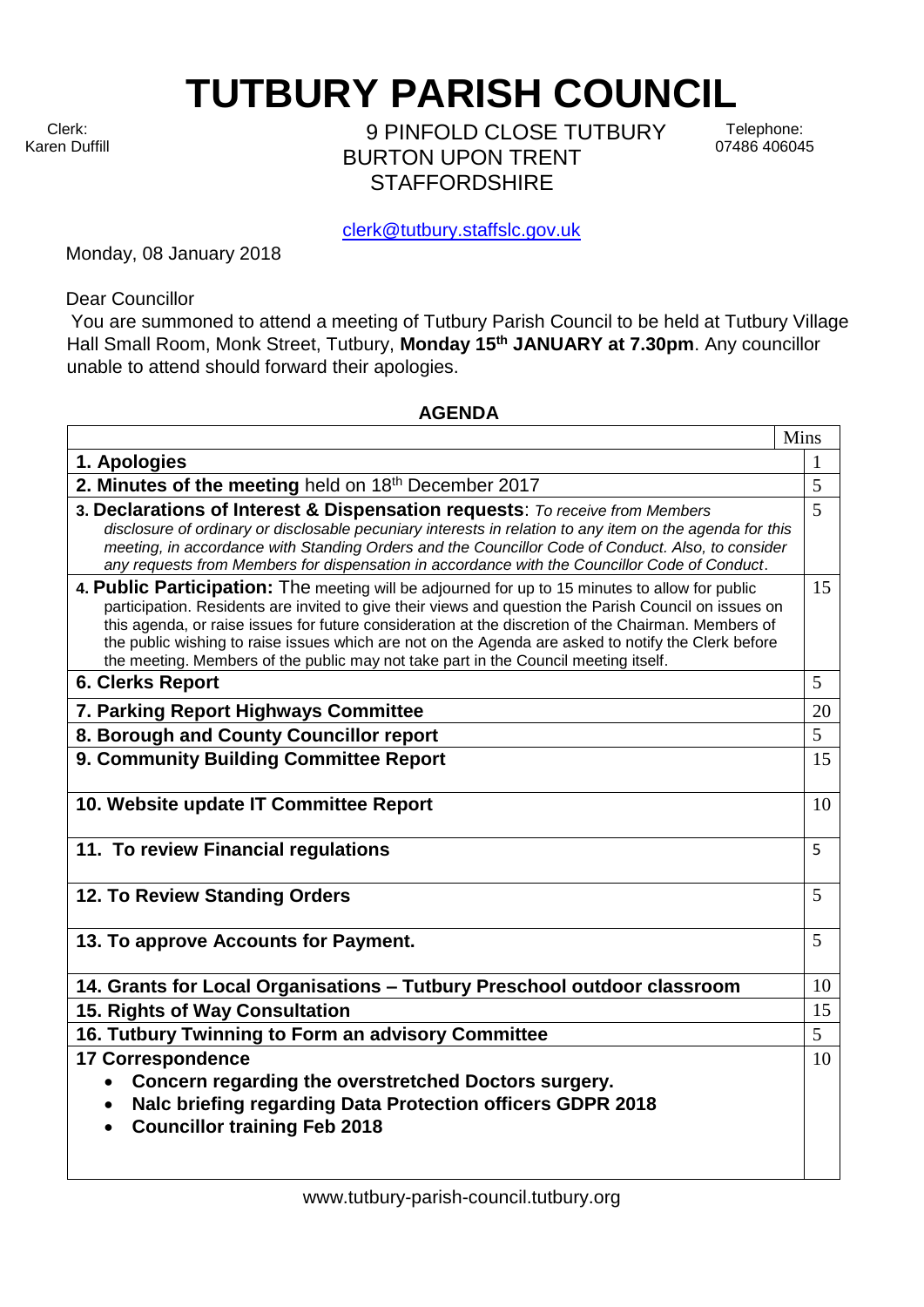# TUTBURY PARISH COUNCIL

Clerk:
Karen Duffill

9 PINFOLD CLOSE TUTBURY
BURTON UPON TRENT
STAFFORDSHIRE

Telephone:
07486 406045

clerk@tutbury.staffslc.gov.uk

Monday, 08 January 2018

Dear Councillor

You are summoned to attend a meeting of Tutbury Parish Council to be held at Tutbury Village Hall Small Room, Monk Street, Tutbury, **Monday 15th JANUARY at 7.30pm**. Any councillor unable to attend should forward their apologies.

## AGENDA

| | Mins |
|---|---|
| **1. Apologies** | 1 |
| **2. Minutes of the meeting** held on 18th December 2017 | 5 |
| **3. Declarations of Interest & Dispensation requests**: *To receive from Members disclosure of ordinary or disclosable pecuniary interests in relation to any item on the agenda for this meeting, in accordance with Standing Orders and the Councillor Code of Conduct. Also, to consider any requests from Members for dispensation in accordance with the Councillor Code of Conduct.* | 5 |
| **4. Public Participation:** The meeting will be adjourned for up to 15 minutes to allow for public participation. Residents are invited to give their views and question the Parish Council on issues on this agenda, or raise issues for future consideration at the discretion of the Chairman. Members of the public wishing to raise issues which are not on the Agenda are asked to notify the Clerk before the meeting. Members of the public may not take part in the Council meeting itself. | 15 |
| **6. Clerks Report** | 5 |
| **7. Parking Report Highways Committee** | 20 |
| **8. Borough and County Councillor report** | 5 |
| **9. Community Building Committee Report** | 15 |
| **10. Website update IT Committee Report** | 10 |
| **11. To review Financial regulations** | 5 |
| **12. To Review Standing Orders** | 5 |
| **13. To approve Accounts for Payment.** | 5 |
| **14. Grants for Local Organisations – Tutbury Preschool outdoor classroom** | 10 |
| **15. Rights of Way Consultation** | 15 |
| **16. Tutbury Twinning to Form an advisory Committee** | 5 |
| **17 Correspondence**<br>• **Concern regarding the overstretched Doctors surgery.**<br>• **Nalc briefing regarding Data Protection officers GDPR 2018**<br>• **Councillor training Feb 2018** | 10 |

www.tutbury-parish-council.tutbury.org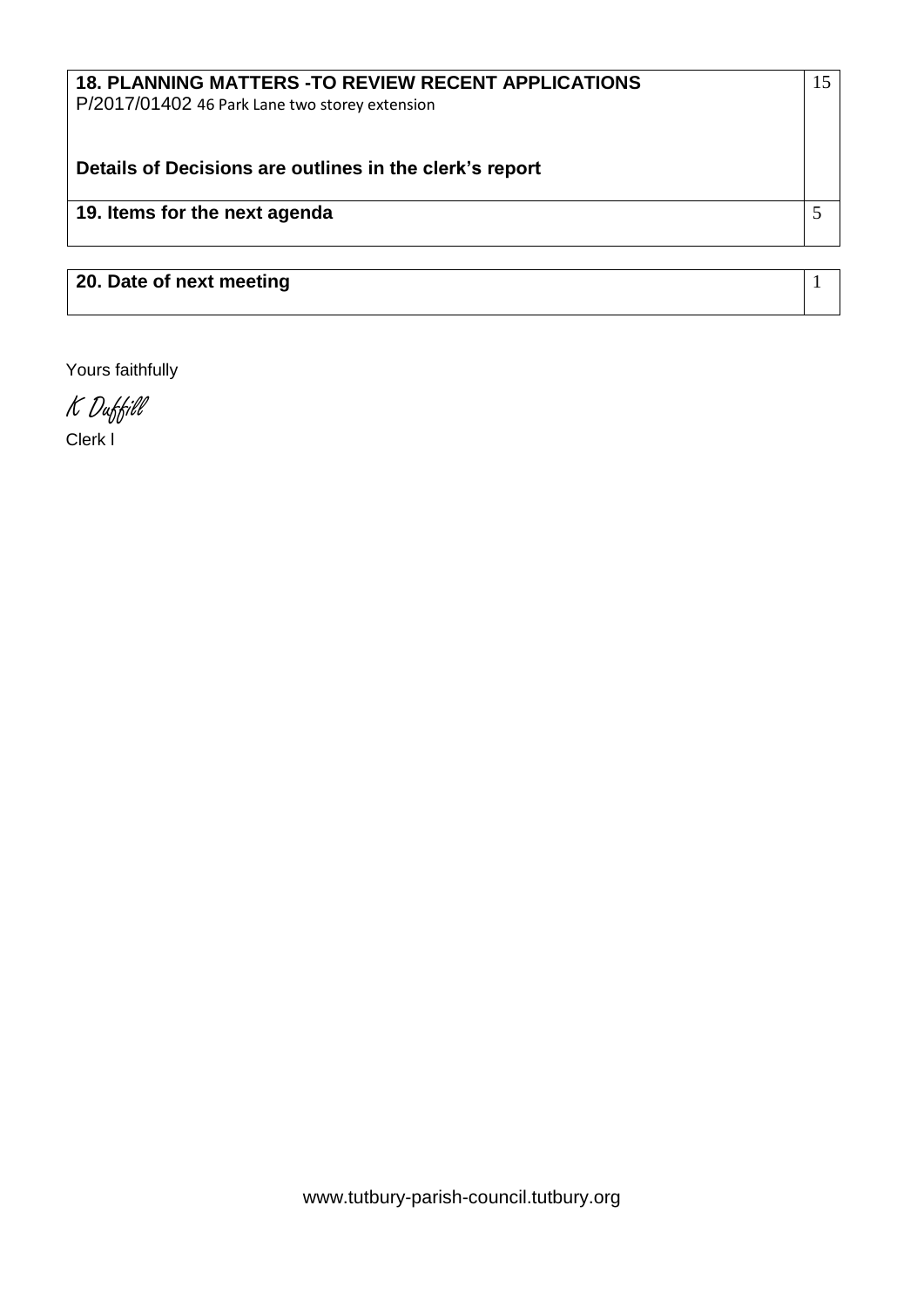| | |
|---|---|
| **18. PLANNING MATTERS -TO REVIEW RECENT APPLICATIONS**<br>P/2017/01402 46 Park Lane two storey extension<br><br>**Details of Decisions are outlines in the clerk's report** | 15 |
| **19. Items for the next agenda** | 5 |
| **20. Date of next meeting** | 1 |

Yours faithfully

K Duffill

Clerk l

www.tutbury-parish-council.tutbury.org